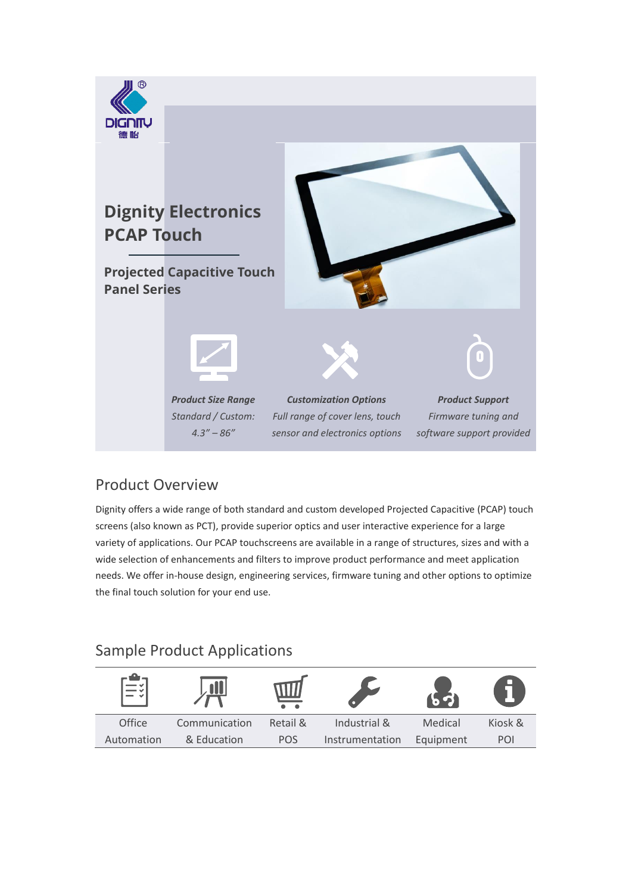# Dignity Electronics PCAP Touch

## Projected Capacitive Touch Panel Series

***Product Size Range***
*Standard / Custom:*
*4.3" – 86"*

***Customization Options***
*Full range of cover lens, touch sensor and electronics options*

***Product Support***
*Firmware tuning and software support provided*

## Product Overview

Dignity offers a wide range of both standard and custom developed Projected Capacitive (PCAP) touch screens (also known as PCT), provide superior optics and user interactive experience for a large variety of applications. Our PCAP touchscreens are available in a range of structures, sizes and with a wide selection of enhancements and filters to improve product performance and meet application needs. We offer in-house design, engineering services, firmware tuning and other options to optimize the final touch solution for your end use.

## Sample Product Applications

| Office Automation | Communication & Education | Retail & POS | Industrial & Instrumentation | Medical Equipment | Kiosk & POI |
|---|---|---|---|---|---|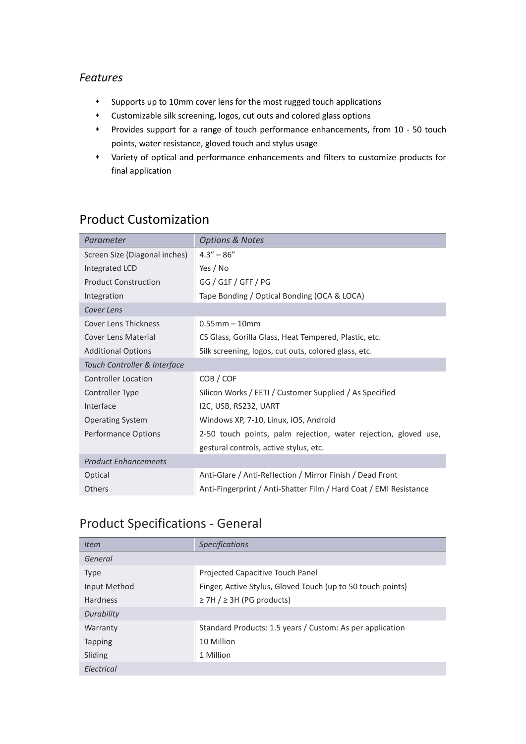*Features*

- Supports up to 10mm cover lens for the most rugged touch applications
- Customizable silk screening, logos, cut outs and colored glass options
- Provides support for a range of touch performance enhancements, from 10 - 50 touch points, water resistance, gloved touch and stylus usage
- Variety of optical and performance enhancements and filters to customize products for final application

## Product Customization

| *Parameter* | *Options & Notes* |
|---|---|
| Screen Size (Diagonal inches) | 4.3” – 86” |
| Integrated LCD | Yes / No |
| Product Construction | GG / G1F / GFF / PG |
| Integration | Tape Bonding / Optical Bonding (OCA & LOCA) |
| *Cover Lens* | |
| Cover Lens Thickness | 0.55mm – 10mm |
| Cover Lens Material | CS Glass, Gorilla Glass, Heat Tempered, Plastic, etc. |
| Additional Options | Silk screening, logos, cut outs, colored glass, etc. |
| *Touch Controller & Interface* | |
| Controller Location | COB / COF |
| Controller Type | Silicon Works / EETI / Customer Supplied / As Specified |
| Interface | I2C, USB, RS232, UART |
| Operating System | Windows XP, 7-10, Linux, iOS, Android |
| Performance Options | 2-50 touch points, palm rejection, water rejection, gloved use, gestural controls, active stylus, etc. |
| *Product Enhancements* | |
| Optical | Anti-Glare / Anti-Reflection / Mirror Finish / Dead Front |
| Others | Anti-Fingerprint / Anti-Shatter Film / Hard Coat / EMI Resistance |

## Product Specifications - General

| *Item* | *Specifications* |
|---|---|
| *General* | |
| Type | Projected Capacitive Touch Panel |
| Input Method | Finger, Active Stylus, Gloved Touch (up to 50 touch points) |
| Hardness | ≥ 7H / ≥ 3H (PG products) |
| *Durability* | |
| Warranty | Standard Products: 1.5 years / Custom: As per application |
| Tapping | 10 Million |
| Sliding | 1 Million |
| *Electrical* | |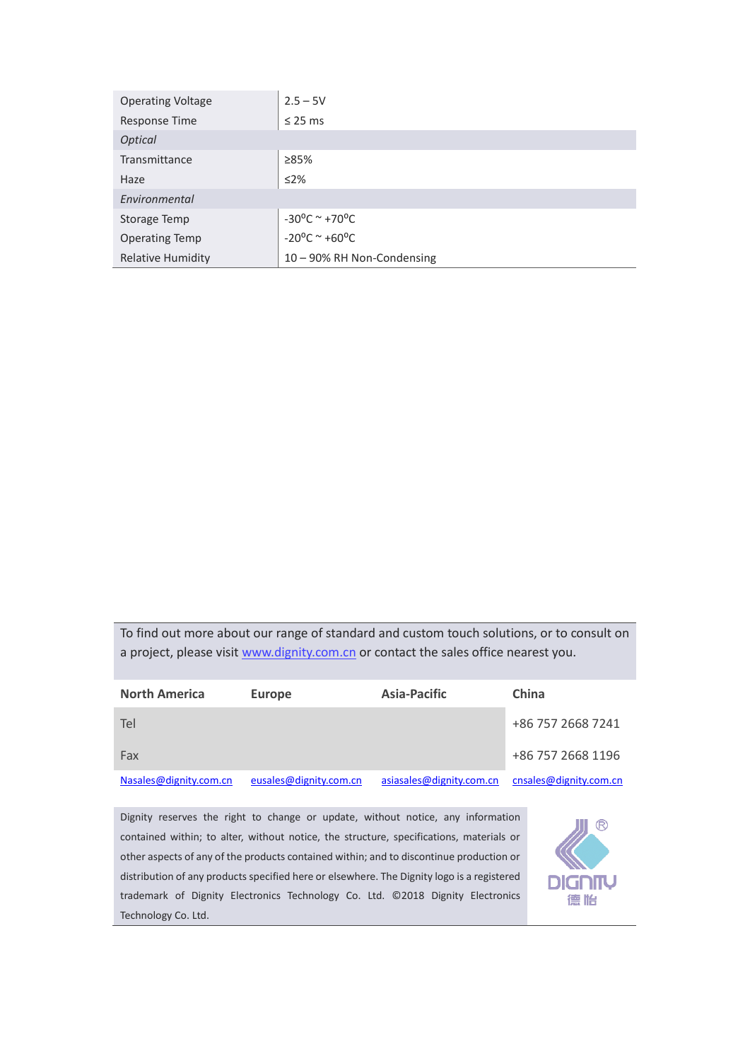| | |
|---|---|
| Operating Voltage | 2.5 – 5V |
| Response Time | ≤ 25 ms |
| *Optical* | |
| Transmittance | ≥85% |
| Haze | ≤2% |
| *Environmental* | |
| Storage Temp | -30°C ~ +70°C |
| Operating Temp | -20°C ~ +60°C |
| Relative Humidity | 10 – 90% RH Non-Condensing |

To find out more about our range of standard and custom touch solutions, or to consult on a project, please visit www.dignity.com.cn or contact the sales office nearest you.

| | North America | Europe | Asia-Pacific | China |
|---|---|---|---|---|
| Tel | | | | +86 757 2668 7241 |
| Fax | | | | +86 757 2668 1196 |
| | Nasales@dignity.com.cn | eusales@dignity.com.cn | asiasales@dignity.com.cn | cnsales@dignity.com.cn |

Dignity reserves the right to change or update, without notice, any information contained within; to alter, without notice, the structure, specifications, materials or other aspects of any of the products contained within; and to discontinue production or distribution of any products specified here or elsewhere. The Dignity logo is a registered trademark of Dignity Electronics Technology Co. Ltd. ©2018 Dignity Electronics Technology Co. Ltd.

DIGNITY®
德怡